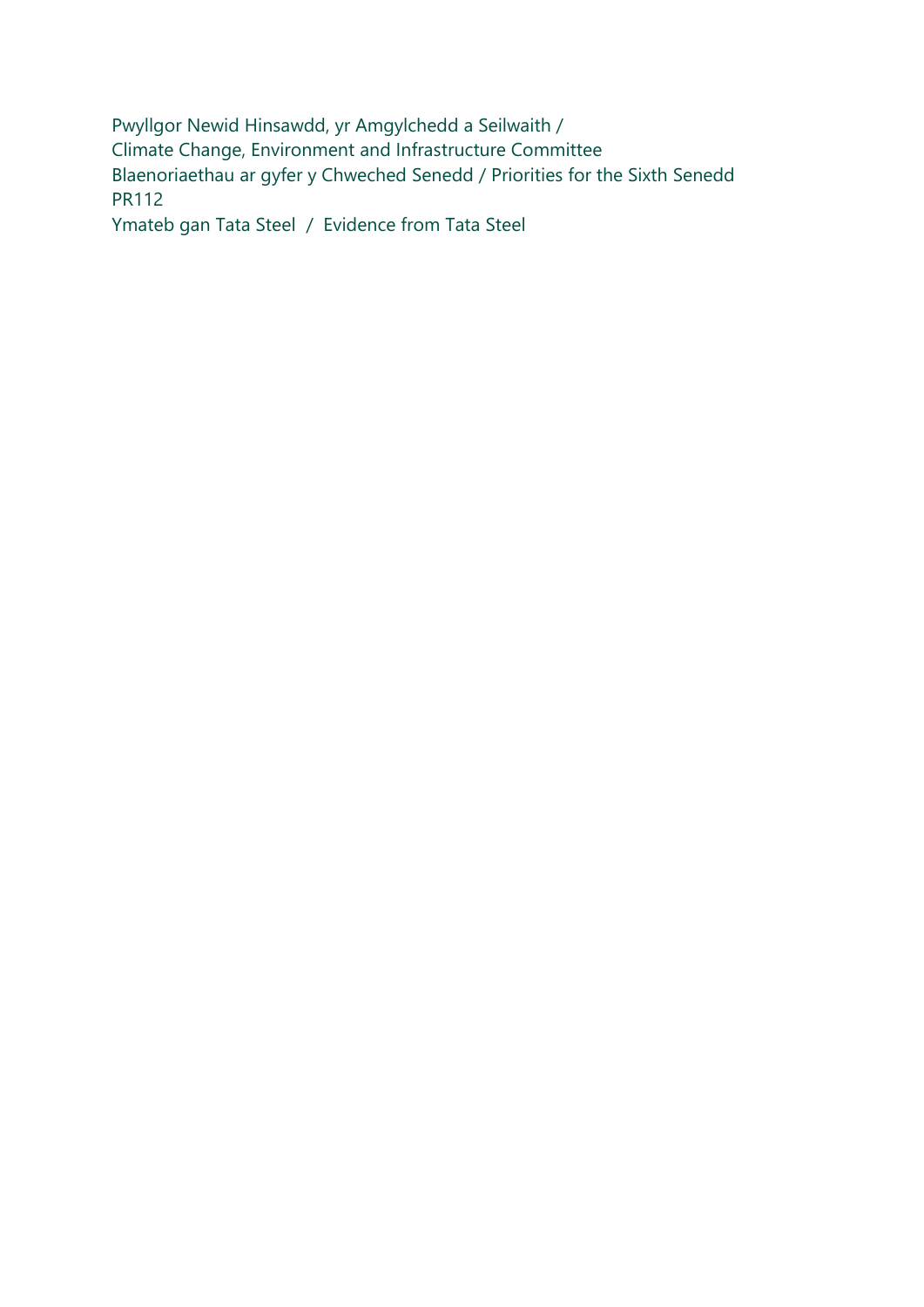Pwyllgor Newid Hinsawdd, yr Amgylchedd a Seilwaith /
Climate Change, Environment and Infrastructure Committee
Blaenoriaethau ar gyfer y Chweched Senedd / Priorities for the Sixth Senedd
PR112
Ymateb gan Tata Steel / Evidence from Tata Steel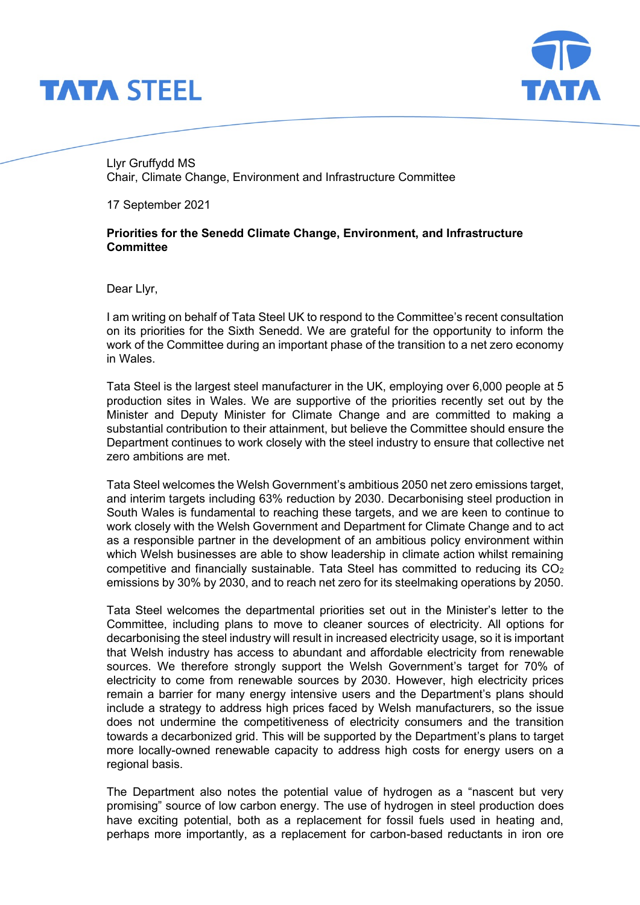Llyr Gruffydd MS
Chair, Climate Change, Environment and Infrastructure Committee

17 September 2021

**Priorities for the Senedd Climate Change, Environment, and Infrastructure Committee**

Dear Llyr,

I am writing on behalf of Tata Steel UK to respond to the Committee's recent consultation on its priorities for the Sixth Senedd. We are grateful for the opportunity to inform the work of the Committee during an important phase of the transition to a net zero economy in Wales.

Tata Steel is the largest steel manufacturer in the UK, employing over 6,000 people at 5 production sites in Wales. We are supportive of the priorities recently set out by the Minister and Deputy Minister for Climate Change and are committed to making a substantial contribution to their attainment, but believe the Committee should ensure the Department continues to work closely with the steel industry to ensure that collective net zero ambitions are met.

Tata Steel welcomes the Welsh Government's ambitious 2050 net zero emissions target, and interim targets including 63% reduction by 2030. Decarbonising steel production in South Wales is fundamental to reaching these targets, and we are keen to continue to work closely with the Welsh Government and Department for Climate Change and to act as a responsible partner in the development of an ambitious policy environment within which Welsh businesses are able to show leadership in climate action whilst remaining competitive and financially sustainable. Tata Steel has committed to reducing its $CO_2$ emissions by 30% by 2030, and to reach net zero for its steelmaking operations by 2050.

Tata Steel welcomes the departmental priorities set out in the Minister's letter to the Committee, including plans to move to cleaner sources of electricity. All options for decarbonising the steel industry will result in increased electricity usage, so it is important that Welsh industry has access to abundant and affordable electricity from renewable sources. We therefore strongly support the Welsh Government's target for 70% of electricity to come from renewable sources by 2030. However, high electricity prices remain a barrier for many energy intensive users and the Department's plans should include a strategy to address high prices faced by Welsh manufacturers, so the issue does not undermine the competitiveness of electricity consumers and the transition towards a decarbonized grid. This will be supported by the Department's plans to target more locally-owned renewable capacity to address high costs for energy users on a regional basis.

The Department also notes the potential value of hydrogen as a "nascent but very promising" source of low carbon energy. The use of hydrogen in steel production does have exciting potential, both as a replacement for fossil fuels used in heating and, perhaps more importantly, as a replacement for carbon-based reductants in iron ore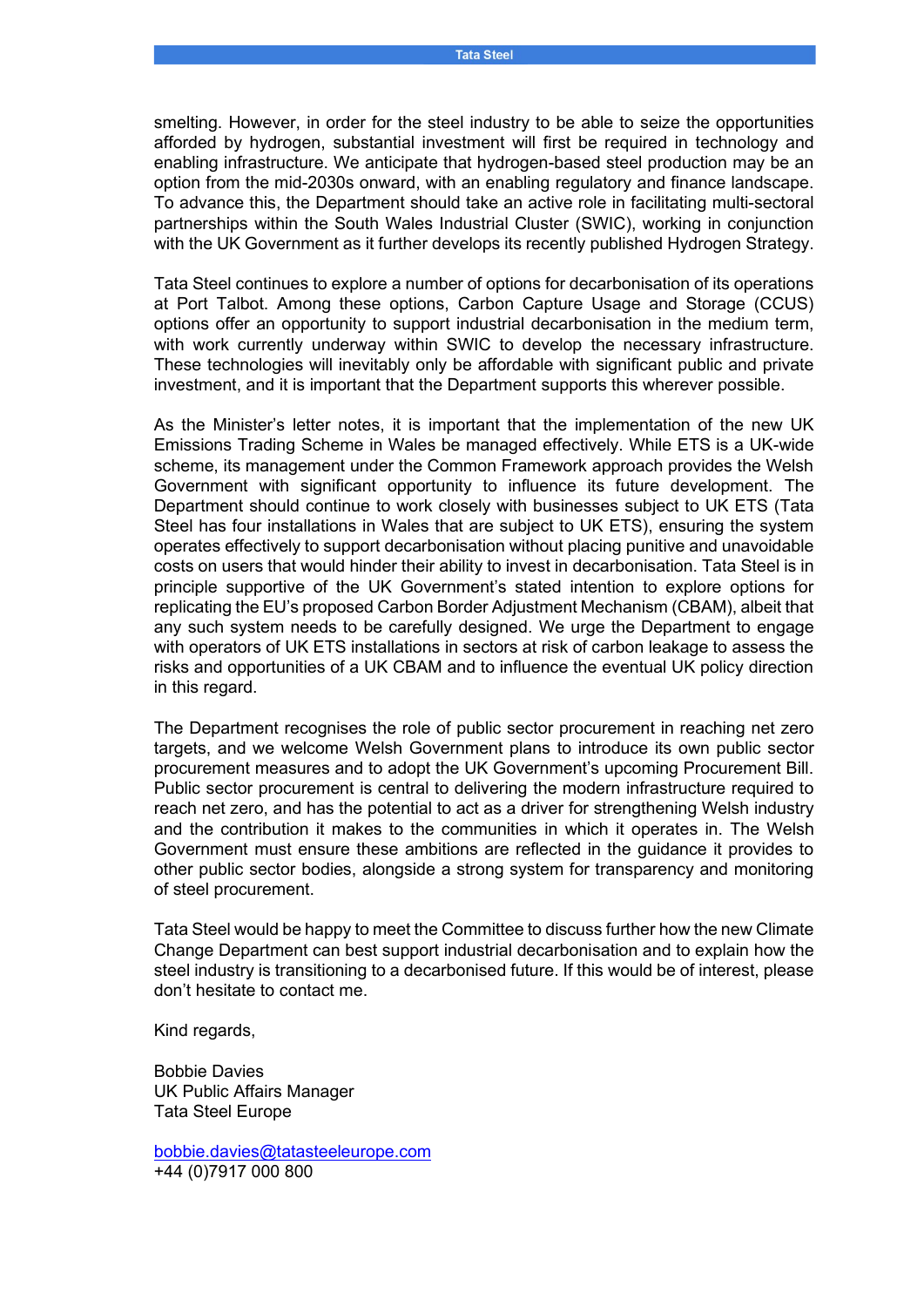smelting. However, in order for the steel industry to be able to seize the opportunities afforded by hydrogen, substantial investment will first be required in technology and enabling infrastructure. We anticipate that hydrogen-based steel production may be an option from the mid-2030s onward, with an enabling regulatory and finance landscape. To advance this, the Department should take an active role in facilitating multi-sectoral partnerships within the South Wales Industrial Cluster (SWIC), working in conjunction with the UK Government as it further develops its recently published Hydrogen Strategy.

Tata Steel continues to explore a number of options for decarbonisation of its operations at Port Talbot. Among these options, Carbon Capture Usage and Storage (CCUS) options offer an opportunity to support industrial decarbonisation in the medium term, with work currently underway within SWIC to develop the necessary infrastructure. These technologies will inevitably only be affordable with significant public and private investment, and it is important that the Department supports this wherever possible.

As the Minister's letter notes, it is important that the implementation of the new UK Emissions Trading Scheme in Wales be managed effectively. While ETS is a UK-wide scheme, its management under the Common Framework approach provides the Welsh Government with significant opportunity to influence its future development. The Department should continue to work closely with businesses subject to UK ETS (Tata Steel has four installations in Wales that are subject to UK ETS), ensuring the system operates effectively to support decarbonisation without placing punitive and unavoidable costs on users that would hinder their ability to invest in decarbonisation. Tata Steel is in principle supportive of the UK Government's stated intention to explore options for replicating the EU's proposed Carbon Border Adjustment Mechanism (CBAM), albeit that any such system needs to be carefully designed. We urge the Department to engage with operators of UK ETS installations in sectors at risk of carbon leakage to assess the risks and opportunities of a UK CBAM and to influence the eventual UK policy direction in this regard.

The Department recognises the role of public sector procurement in reaching net zero targets, and we welcome Welsh Government plans to introduce its own public sector procurement measures and to adopt the UK Government's upcoming Procurement Bill. Public sector procurement is central to delivering the modern infrastructure required to reach net zero, and has the potential to act as a driver for strengthening Welsh industry and the contribution it makes to the communities in which it operates in. The Welsh Government must ensure these ambitions are reflected in the guidance it provides to other public sector bodies, alongside a strong system for transparency and monitoring of steel procurement.

Tata Steel would be happy to meet the Committee to discuss further how the new Climate Change Department can best support industrial decarbonisation and to explain how the steel industry is transitioning to a decarbonised future. If this would be of interest, please don't hesitate to contact me.

Kind regards,

Bobbie Davies
UK Public Affairs Manager
Tata Steel Europe

bobbie.davies@tatasteeleurope.com
+44 (0)7917 000 800